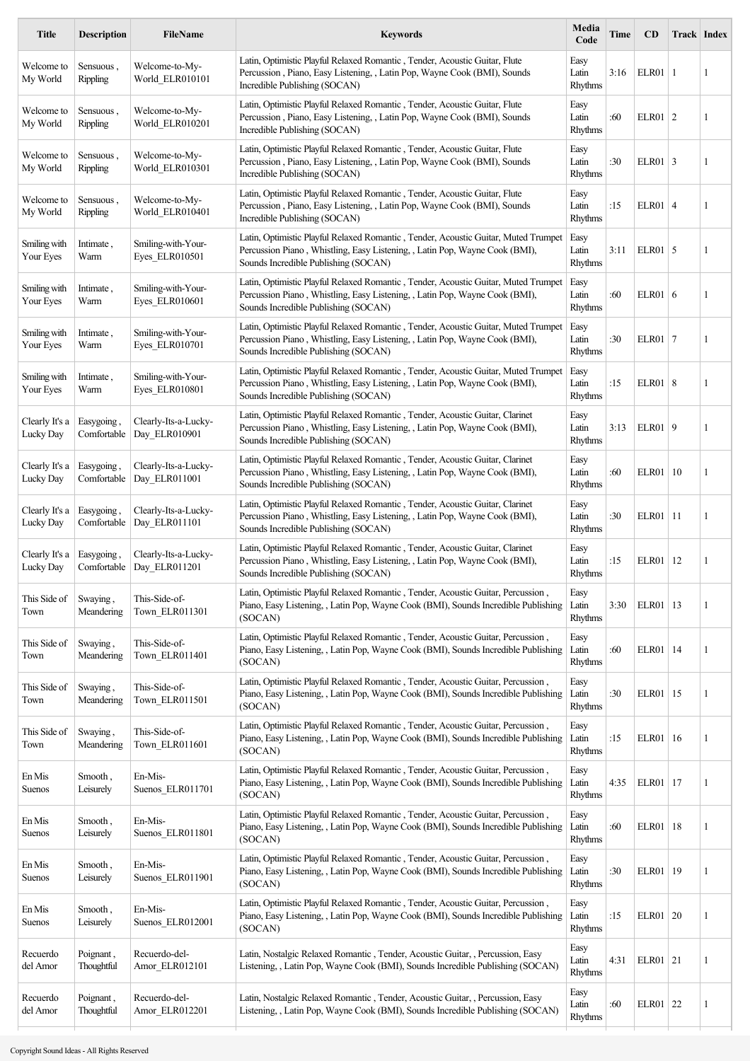| Title | Description | FileName | Keywords | Media Code | Time | CD | Track | Index |
|---|---|---|---|---|---|---|---|---|
| Welcome to My World | Sensuous , Rippling | Welcome-to-My-World_ELR010101 | Latin, Optimistic Playful Relaxed Romantic , Tender, Acoustic Guitar, Flute Percussion , Piano, Easy Listening, , Latin Pop, Wayne Cook (BMI), Sounds Incredible Publishing (SOCAN) | Easy Latin Rhythms | 3:16 | ELR01 | 1 | 1 |
| Welcome to My World | Sensuous , Rippling | Welcome-to-My-World_ELR010201 | Latin, Optimistic Playful Relaxed Romantic , Tender, Acoustic Guitar, Flute Percussion , Piano, Easy Listening, , Latin Pop, Wayne Cook (BMI), Sounds Incredible Publishing (SOCAN) | Easy Latin Rhythms | :60 | ELR01 | 2 | 1 |
| Welcome to My World | Sensuous , Rippling | Welcome-to-My-World_ELR010301 | Latin, Optimistic Playful Relaxed Romantic , Tender, Acoustic Guitar, Flute Percussion , Piano, Easy Listening, , Latin Pop, Wayne Cook (BMI), Sounds Incredible Publishing (SOCAN) | Easy Latin Rhythms | :30 | ELR01 | 3 | 1 |
| Welcome to My World | Sensuous , Rippling | Welcome-to-My-World_ELR010401 | Latin, Optimistic Playful Relaxed Romantic , Tender, Acoustic Guitar, Flute Percussion , Piano, Easy Listening, , Latin Pop, Wayne Cook (BMI), Sounds Incredible Publishing (SOCAN) | Easy Latin Rhythms | :15 | ELR01 | 4 | 1 |
| Smiling with Your Eyes | Intimate , Warm | Smiling-with-Your-Eyes_ELR010501 | Latin, Optimistic Playful Relaxed Romantic , Tender, Acoustic Guitar, Muted Trumpet Percussion Piano , Whistling, Easy Listening, , Latin Pop, Wayne Cook (BMI), Sounds Incredible Publishing (SOCAN) | Easy Latin Rhythms | 3:11 | ELR01 | 5 | 1 |
| Smiling with Your Eyes | Intimate , Warm | Smiling-with-Your-Eyes_ELR010601 | Latin, Optimistic Playful Relaxed Romantic , Tender, Acoustic Guitar, Muted Trumpet Percussion Piano , Whistling, Easy Listening, , Latin Pop, Wayne Cook (BMI), Sounds Incredible Publishing (SOCAN) | Easy Latin Rhythms | :60 | ELR01 | 6 | 1 |
| Smiling with Your Eyes | Intimate , Warm | Smiling-with-Your-Eyes_ELR010701 | Latin, Optimistic Playful Relaxed Romantic , Tender, Acoustic Guitar, Muted Trumpet Percussion Piano , Whistling, Easy Listening, , Latin Pop, Wayne Cook (BMI), Sounds Incredible Publishing (SOCAN) | Easy Latin Rhythms | :30 | ELR01 | 7 | 1 |
| Smiling with Your Eyes | Intimate , Warm | Smiling-with-Your-Eyes_ELR010801 | Latin, Optimistic Playful Relaxed Romantic , Tender, Acoustic Guitar, Muted Trumpet Percussion Piano , Whistling, Easy Listening, , Latin Pop, Wayne Cook (BMI), Sounds Incredible Publishing (SOCAN) | Easy Latin Rhythms | :15 | ELR01 | 8 | 1 |
| Clearly It's a Lucky Day | Easygoing , Comfortable | Clearly-Its-a-Lucky-Day_ELR010901 | Latin, Optimistic Playful Relaxed Romantic , Tender, Acoustic Guitar, Clarinet Percussion Piano , Whistling, Easy Listening, , Latin Pop, Wayne Cook (BMI), Sounds Incredible Publishing (SOCAN) | Easy Latin Rhythms | 3:13 | ELR01 | 9 | 1 |
| Clearly It's a Lucky Day | Easygoing , Comfortable | Clearly-Its-a-Lucky-Day_ELR011001 | Latin, Optimistic Playful Relaxed Romantic , Tender, Acoustic Guitar, Clarinet Percussion Piano , Whistling, Easy Listening, , Latin Pop, Wayne Cook (BMI), Sounds Incredible Publishing (SOCAN) | Easy Latin Rhythms | :60 | ELR01 | 10 | 1 |
| Clearly It's a Lucky Day | Easygoing , Comfortable | Clearly-Its-a-Lucky-Day_ELR011101 | Latin, Optimistic Playful Relaxed Romantic , Tender, Acoustic Guitar, Clarinet Percussion Piano , Whistling, Easy Listening, , Latin Pop, Wayne Cook (BMI), Sounds Incredible Publishing (SOCAN) | Easy Latin Rhythms | :30 | ELR01 | 11 | 1 |
| Clearly It's a Lucky Day | Easygoing , Comfortable | Clearly-Its-a-Lucky-Day_ELR011201 | Latin, Optimistic Playful Relaxed Romantic , Tender, Acoustic Guitar, Clarinet Percussion Piano , Whistling, Easy Listening, , Latin Pop, Wayne Cook (BMI), Sounds Incredible Publishing (SOCAN) | Easy Latin Rhythms | :15 | ELR01 | 12 | 1 |
| This Side of Town | Swaying , Meandering | This-Side-of-Town_ELR011301 | Latin, Optimistic Playful Relaxed Romantic , Tender, Acoustic Guitar, Percussion , Piano, Easy Listening, , Latin Pop, Wayne Cook (BMI), Sounds Incredible Publishing (SOCAN) | Easy Latin Rhythms | 3:30 | ELR01 | 13 | 1 |
| This Side of Town | Swaying , Meandering | This-Side-of-Town_ELR011401 | Latin, Optimistic Playful Relaxed Romantic , Tender, Acoustic Guitar, Percussion , Piano, Easy Listening, , Latin Pop, Wayne Cook (BMI), Sounds Incredible Publishing (SOCAN) | Easy Latin Rhythms | :60 | ELR01 | 14 | 1 |
| This Side of Town | Swaying , Meandering | This-Side-of-Town_ELR011501 | Latin, Optimistic Playful Relaxed Romantic , Tender, Acoustic Guitar, Percussion , Piano, Easy Listening, , Latin Pop, Wayne Cook (BMI), Sounds Incredible Publishing (SOCAN) | Easy Latin Rhythms | :30 | ELR01 | 15 | 1 |
| This Side of Town | Swaying , Meandering | This-Side-of-Town_ELR011601 | Latin, Optimistic Playful Relaxed Romantic , Tender, Acoustic Guitar, Percussion , Piano, Easy Listening, , Latin Pop, Wayne Cook (BMI), Sounds Incredible Publishing (SOCAN) | Easy Latin Rhythms | :15 | ELR01 | 16 | 1 |
| En Mis Suenos | Smooth , Leisurely | En-Mis-Suenos_ELR011701 | Latin, Optimistic Playful Relaxed Romantic , Tender, Acoustic Guitar, Percussion , Piano, Easy Listening, , Latin Pop, Wayne Cook (BMI), Sounds Incredible Publishing (SOCAN) | Easy Latin Rhythms | 4:35 | ELR01 | 17 | 1 |
| En Mis Suenos | Smooth , Leisurely | En-Mis-Suenos_ELR011801 | Latin, Optimistic Playful Relaxed Romantic , Tender, Acoustic Guitar, Percussion , Piano, Easy Listening, , Latin Pop, Wayne Cook (BMI), Sounds Incredible Publishing (SOCAN) | Easy Latin Rhythms | :60 | ELR01 | 18 | 1 |
| En Mis Suenos | Smooth , Leisurely | En-Mis-Suenos_ELR011901 | Latin, Optimistic Playful Relaxed Romantic , Tender, Acoustic Guitar, Percussion , Piano, Easy Listening, , Latin Pop, Wayne Cook (BMI), Sounds Incredible Publishing (SOCAN) | Easy Latin Rhythms | :30 | ELR01 | 19 | 1 |
| En Mis Suenos | Smooth , Leisurely | En-Mis-Suenos_ELR012001 | Latin, Optimistic Playful Relaxed Romantic , Tender, Acoustic Guitar, Percussion , Piano, Easy Listening, , Latin Pop, Wayne Cook (BMI), Sounds Incredible Publishing (SOCAN) | Easy Latin Rhythms | :15 | ELR01 | 20 | 1 |
| Recuerdo del Amor | Poignant , Thoughtful | Recuerdo-del-Amor_ELR012101 | Latin, Nostalgic Relaxed Romantic , Tender, Acoustic Guitar, , Percussion, Easy Listening, , Latin Pop, Wayne Cook (BMI), Sounds Incredible Publishing (SOCAN) | Easy Latin Rhythms | 4:31 | ELR01 | 21 | 1 |
| Recuerdo del Amor | Poignant , Thoughtful | Recuerdo-del-Amor_ELR012201 | Latin, Nostalgic Relaxed Romantic , Tender, Acoustic Guitar, , Percussion, Easy Listening, , Latin Pop, Wayne Cook (BMI), Sounds Incredible Publishing (SOCAN) | Easy Latin Rhythms | :60 | ELR01 | 22 | 1 |

Copyright Sound Ideas - All Rights Reserved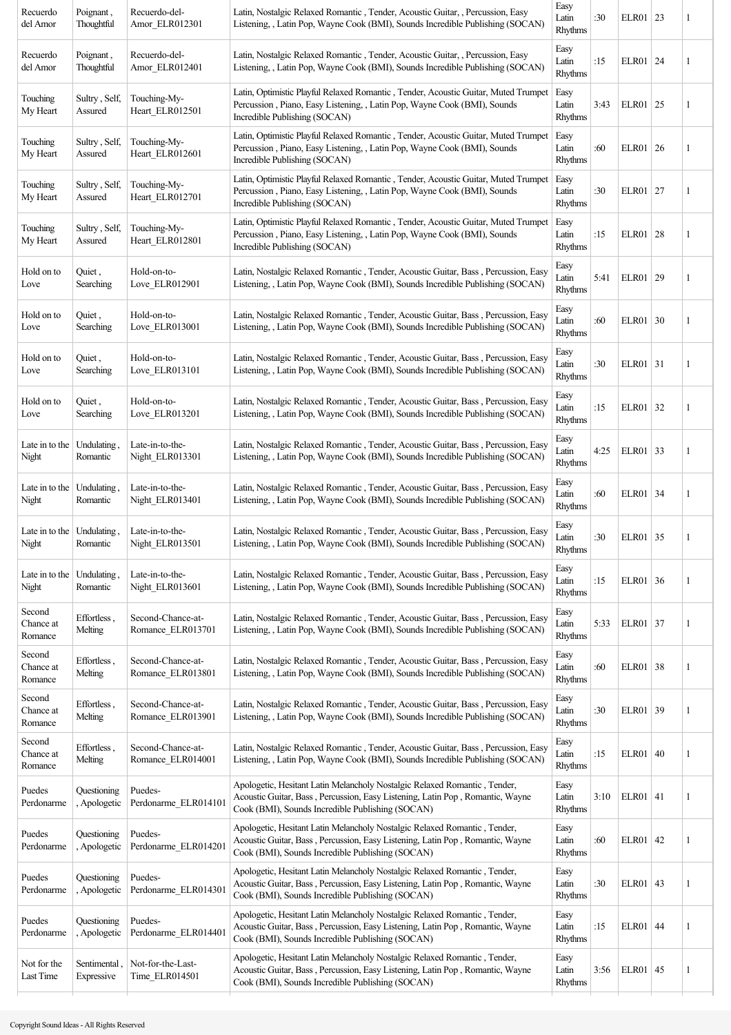| Recuerdo del Amor | Poignant , Thoughtful | Recuerdo-del-Amor_ELR012301 | Latin, Nostalgic Relaxed Romantic , Tender, Acoustic Guitar, , Percussion, Easy Listening, , Latin Pop, Wayne Cook (BMI), Sounds Incredible Publishing (SOCAN) | Easy Latin Rhythms | :30 | ELR01 | 23 | 1 |
|---|---|---|---|---|---|---|---|---|
| Recuerdo del Amor | Poignant , Thoughtful | Recuerdo-del-Amor_ELR012401 | Latin, Nostalgic Relaxed Romantic , Tender, Acoustic Guitar, , Percussion, Easy Listening, , Latin Pop, Wayne Cook (BMI), Sounds Incredible Publishing (SOCAN) | Easy Latin Rhythms | :15 | ELR01 | 24 | 1 |
| Touching My Heart | Sultry , Self, Assured | Touching-My-Heart_ELR012501 | Latin, Optimistic Playful Relaxed Romantic , Tender, Acoustic Guitar, Muted Trumpet Percussion , Piano, Easy Listening, , Latin Pop, Wayne Cook (BMI), Sounds Incredible Publishing (SOCAN) | Easy Latin Rhythms | 3:43 | ELR01 | 25 | 1 |
| Touching My Heart | Sultry , Self, Assured | Touching-My-Heart_ELR012601 | Latin, Optimistic Playful Relaxed Romantic , Tender, Acoustic Guitar, Muted Trumpet Percussion , Piano, Easy Listening, , Latin Pop, Wayne Cook (BMI), Sounds Incredible Publishing (SOCAN) | Easy Latin Rhythms | :60 | ELR01 | 26 | 1 |
| Touching My Heart | Sultry , Self, Assured | Touching-My-Heart_ELR012701 | Latin, Optimistic Playful Relaxed Romantic , Tender, Acoustic Guitar, Muted Trumpet Percussion , Piano, Easy Listening, , Latin Pop, Wayne Cook (BMI), Sounds Incredible Publishing (SOCAN) | Easy Latin Rhythms | :30 | ELR01 | 27 | 1 |
| Touching My Heart | Sultry , Self, Assured | Touching-My-Heart_ELR012801 | Latin, Optimistic Playful Relaxed Romantic , Tender, Acoustic Guitar, Muted Trumpet Percussion , Piano, Easy Listening, , Latin Pop, Wayne Cook (BMI), Sounds Incredible Publishing (SOCAN) | Easy Latin Rhythms | :15 | ELR01 | 28 | 1 |
| Hold on to Love | Quiet , Searching | Hold-on-to-Love_ELR012901 | Latin, Nostalgic Relaxed Romantic , Tender, Acoustic Guitar, Bass , Percussion, Easy Listening, , Latin Pop, Wayne Cook (BMI), Sounds Incredible Publishing (SOCAN) | Easy Latin Rhythms | 5:41 | ELR01 | 29 | 1 |
| Hold on to Love | Quiet , Searching | Hold-on-to-Love_ELR013001 | Latin, Nostalgic Relaxed Romantic , Tender, Acoustic Guitar, Bass , Percussion, Easy Listening, , Latin Pop, Wayne Cook (BMI), Sounds Incredible Publishing (SOCAN) | Easy Latin Rhythms | :60 | ELR01 | 30 | 1 |
| Hold on to Love | Quiet , Searching | Hold-on-to-Love_ELR013101 | Latin, Nostalgic Relaxed Romantic , Tender, Acoustic Guitar, Bass , Percussion, Easy Listening, , Latin Pop, Wayne Cook (BMI), Sounds Incredible Publishing (SOCAN) | Easy Latin Rhythms | :30 | ELR01 | 31 | 1 |
| Hold on to Love | Quiet , Searching | Hold-on-to-Love_ELR013201 | Latin, Nostalgic Relaxed Romantic , Tender, Acoustic Guitar, Bass , Percussion, Easy Listening, , Latin Pop, Wayne Cook (BMI), Sounds Incredible Publishing (SOCAN) | Easy Latin Rhythms | :15 | ELR01 | 32 | 1 |
| Late in to the Night | Undulating , Romantic | Late-in-to-the-Night_ELR013301 | Latin, Nostalgic Relaxed Romantic , Tender, Acoustic Guitar, Bass , Percussion, Easy Listening, , Latin Pop, Wayne Cook (BMI), Sounds Incredible Publishing (SOCAN) | Easy Latin Rhythms | 4:25 | ELR01 | 33 | 1 |
| Late in to the Night | Undulating , Romantic | Late-in-to-the-Night_ELR013401 | Latin, Nostalgic Relaxed Romantic , Tender, Acoustic Guitar, Bass , Percussion, Easy Listening, , Latin Pop, Wayne Cook (BMI), Sounds Incredible Publishing (SOCAN) | Easy Latin Rhythms | :60 | ELR01 | 34 | 1 |
| Late in to the Night | Undulating , Romantic | Late-in-to-the-Night_ELR013501 | Latin, Nostalgic Relaxed Romantic , Tender, Acoustic Guitar, Bass , Percussion, Easy Listening, , Latin Pop, Wayne Cook (BMI), Sounds Incredible Publishing (SOCAN) | Easy Latin Rhythms | :30 | ELR01 | 35 | 1 |
| Late in to the Night | Undulating , Romantic | Late-in-to-the-Night_ELR013601 | Latin, Nostalgic Relaxed Romantic , Tender, Acoustic Guitar, Bass , Percussion, Easy Listening, , Latin Pop, Wayne Cook (BMI), Sounds Incredible Publishing (SOCAN) | Easy Latin Rhythms | :15 | ELR01 | 36 | 1 |
| Second Chance at Romance | Effortless , Melting | Second-Chance-at-Romance_ELR013701 | Latin, Nostalgic Relaxed Romantic , Tender, Acoustic Guitar, Bass , Percussion, Easy Listening, , Latin Pop, Wayne Cook (BMI), Sounds Incredible Publishing (SOCAN) | Easy Latin Rhythms | 5:33 | ELR01 | 37 | 1 |
| Second Chance at Romance | Effortless , Melting | Second-Chance-at-Romance_ELR013801 | Latin, Nostalgic Relaxed Romantic , Tender, Acoustic Guitar, Bass , Percussion, Easy Listening, , Latin Pop, Wayne Cook (BMI), Sounds Incredible Publishing (SOCAN) | Easy Latin Rhythms | :60 | ELR01 | 38 | 1 |
| Second Chance at Romance | Effortless , Melting | Second-Chance-at-Romance_ELR013901 | Latin, Nostalgic Relaxed Romantic , Tender, Acoustic Guitar, Bass , Percussion, Easy Listening, , Latin Pop, Wayne Cook (BMI), Sounds Incredible Publishing (SOCAN) | Easy Latin Rhythms | :30 | ELR01 | 39 | 1 |
| Second Chance at Romance | Effortless , Melting | Second-Chance-at-Romance_ELR014001 | Latin, Nostalgic Relaxed Romantic , Tender, Acoustic Guitar, Bass , Percussion, Easy Listening, , Latin Pop, Wayne Cook (BMI), Sounds Incredible Publishing (SOCAN) | Easy Latin Rhythms | :15 | ELR01 | 40 | 1 |
| Puedes Perdonarme | Questioning , Apologetic | Puedes-Perdonarme_ELR014101 | Apologetic, Hesitant Latin Melancholy Nostalgic Relaxed Romantic , Tender, Acoustic Guitar, Bass , Percussion, Easy Listening, Latin Pop , Romantic, Wayne Cook (BMI), Sounds Incredible Publishing (SOCAN) | Easy Latin Rhythms | 3:10 | ELR01 | 41 | 1 |
| Puedes Perdonarme | Questioning , Apologetic | Puedes-Perdonarme_ELR014201 | Apologetic, Hesitant Latin Melancholy Nostalgic Relaxed Romantic , Tender, Acoustic Guitar, Bass , Percussion, Easy Listening, Latin Pop , Romantic, Wayne Cook (BMI), Sounds Incredible Publishing (SOCAN) | Easy Latin Rhythms | :60 | ELR01 | 42 | 1 |
| Puedes Perdonarme | Questioning , Apologetic | Puedes-Perdonarme_ELR014301 | Apologetic, Hesitant Latin Melancholy Nostalgic Relaxed Romantic , Tender, Acoustic Guitar, Bass , Percussion, Easy Listening, Latin Pop , Romantic, Wayne Cook (BMI), Sounds Incredible Publishing (SOCAN) | Easy Latin Rhythms | :30 | ELR01 | 43 | 1 |
| Puedes Perdonarme | Questioning , Apologetic | Puedes-Perdonarme_ELR014401 | Apologetic, Hesitant Latin Melancholy Nostalgic Relaxed Romantic , Tender, Acoustic Guitar, Bass , Percussion, Easy Listening, Latin Pop , Romantic, Wayne Cook (BMI), Sounds Incredible Publishing (SOCAN) | Easy Latin Rhythms | :15 | ELR01 | 44 | 1 |
| Not for the Last Time | Sentimental , Expressive | Not-for-the-Last-Time_ELR014501 | Apologetic, Hesitant Latin Melancholy Nostalgic Relaxed Romantic , Tender, Acoustic Guitar, Bass , Percussion, Easy Listening, Latin Pop , Romantic, Wayne Cook (BMI), Sounds Incredible Publishing (SOCAN) | Easy Latin Rhythms | 3:56 | ELR01 | 45 | 1 |

Copyright Sound Ideas - All Rights Reserved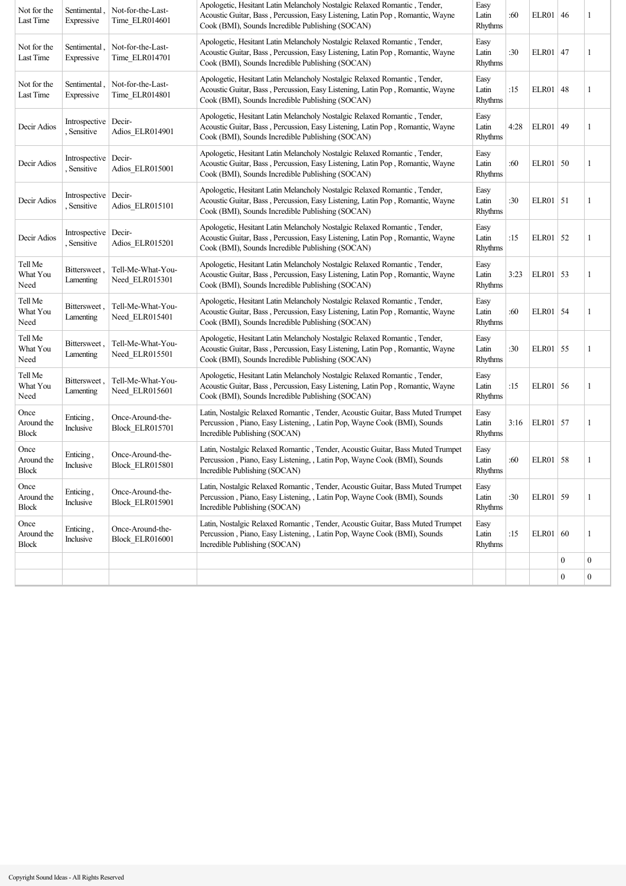| | | | | | | | | |
|---|---|---|---|---|---|---|---|---|
| Not for the Last Time | Sentimental , Expressive | Not-for-the-Last-Time_ELR014601 | Apologetic, Hesitant Latin Melancholy Nostalgic Relaxed Romantic , Tender, Acoustic Guitar, Bass , Percussion, Easy Listening, Latin Pop , Romantic, Wayne Cook (BMI), Sounds Incredible Publishing (SOCAN) | Easy Latin Rhythms | :60 | ELR01 | 46 | 1 |
| Not for the Last Time | Sentimental , Expressive | Not-for-the-Last-Time_ELR014701 | Apologetic, Hesitant Latin Melancholy Nostalgic Relaxed Romantic , Tender, Acoustic Guitar, Bass , Percussion, Easy Listening, Latin Pop , Romantic, Wayne Cook (BMI), Sounds Incredible Publishing (SOCAN) | Easy Latin Rhythms | :30 | ELR01 | 47 | 1 |
| Not for the Last Time | Sentimental , Expressive | Not-for-the-Last-Time_ELR014801 | Apologetic, Hesitant Latin Melancholy Nostalgic Relaxed Romantic , Tender, Acoustic Guitar, Bass , Percussion, Easy Listening, Latin Pop , Romantic, Wayne Cook (BMI), Sounds Incredible Publishing (SOCAN) | Easy Latin Rhythms | :15 | ELR01 | 48 | 1 |
| Decir Adios | Introspective , Sensitive | Decir-Adios_ELR014901 | Apologetic, Hesitant Latin Melancholy Nostalgic Relaxed Romantic , Tender, Acoustic Guitar, Bass , Percussion, Easy Listening, Latin Pop , Romantic, Wayne Cook (BMI), Sounds Incredible Publishing (SOCAN) | Easy Latin Rhythms | 4:28 | ELR01 | 49 | 1 |
| Decir Adios | Introspective , Sensitive | Decir-Adios_ELR015001 | Apologetic, Hesitant Latin Melancholy Nostalgic Relaxed Romantic , Tender, Acoustic Guitar, Bass , Percussion, Easy Listening, Latin Pop , Romantic, Wayne Cook (BMI), Sounds Incredible Publishing (SOCAN) | Easy Latin Rhythms | :60 | ELR01 | 50 | 1 |
| Decir Adios | Introspective , Sensitive | Decir-Adios_ELR015101 | Apologetic, Hesitant Latin Melancholy Nostalgic Relaxed Romantic , Tender, Acoustic Guitar, Bass , Percussion, Easy Listening, Latin Pop , Romantic, Wayne Cook (BMI), Sounds Incredible Publishing (SOCAN) | Easy Latin Rhythms | :30 | ELR01 | 51 | 1 |
| Decir Adios | Introspective , Sensitive | Decir-Adios_ELR015201 | Apologetic, Hesitant Latin Melancholy Nostalgic Relaxed Romantic , Tender, Acoustic Guitar, Bass , Percussion, Easy Listening, Latin Pop , Romantic, Wayne Cook (BMI), Sounds Incredible Publishing (SOCAN) | Easy Latin Rhythms | :15 | ELR01 | 52 | 1 |
| Tell Me What You Need | Bittersweet , Lamenting | Tell-Me-What-You-Need_ELR015301 | Apologetic, Hesitant Latin Melancholy Nostalgic Relaxed Romantic , Tender, Acoustic Guitar, Bass , Percussion, Easy Listening, Latin Pop , Romantic, Wayne Cook (BMI), Sounds Incredible Publishing (SOCAN) | Easy Latin Rhythms | 3:23 | ELR01 | 53 | 1 |
| Tell Me What You Need | Bittersweet , Lamenting | Tell-Me-What-You-Need_ELR015401 | Apologetic, Hesitant Latin Melancholy Nostalgic Relaxed Romantic , Tender, Acoustic Guitar, Bass , Percussion, Easy Listening, Latin Pop , Romantic, Wayne Cook (BMI), Sounds Incredible Publishing (SOCAN) | Easy Latin Rhythms | :60 | ELR01 | 54 | 1 |
| Tell Me What You Need | Bittersweet , Lamenting | Tell-Me-What-You-Need_ELR015501 | Apologetic, Hesitant Latin Melancholy Nostalgic Relaxed Romantic , Tender, Acoustic Guitar, Bass , Percussion, Easy Listening, Latin Pop , Romantic, Wayne Cook (BMI), Sounds Incredible Publishing (SOCAN) | Easy Latin Rhythms | :30 | ELR01 | 55 | 1 |
| Tell Me What You Need | Bittersweet , Lamenting | Tell-Me-What-You-Need_ELR015601 | Apologetic, Hesitant Latin Melancholy Nostalgic Relaxed Romantic , Tender, Acoustic Guitar, Bass , Percussion, Easy Listening, Latin Pop , Romantic, Wayne Cook (BMI), Sounds Incredible Publishing (SOCAN) | Easy Latin Rhythms | :15 | ELR01 | 56 | 1 |
| Once Around the Block | Enticing , Inclusive | Once-Around-the-Block_ELR015701 | Latin, Nostalgic Relaxed Romantic , Tender, Acoustic Guitar, Bass Muted Trumpet Percussion , Piano, Easy Listening, , Latin Pop, Wayne Cook (BMI), Sounds Incredible Publishing (SOCAN) | Easy Latin Rhythms | 3:16 | ELR01 | 57 | 1 |
| Once Around the Block | Enticing , Inclusive | Once-Around-the-Block_ELR015801 | Latin, Nostalgic Relaxed Romantic , Tender, Acoustic Guitar, Bass Muted Trumpet Percussion , Piano, Easy Listening, , Latin Pop, Wayne Cook (BMI), Sounds Incredible Publishing (SOCAN) | Easy Latin Rhythms | :60 | ELR01 | 58 | 1 |
| Once Around the Block | Enticing , Inclusive | Once-Around-the-Block_ELR015901 | Latin, Nostalgic Relaxed Romantic , Tender, Acoustic Guitar, Bass Muted Trumpet Percussion , Piano, Easy Listening, , Latin Pop, Wayne Cook (BMI), Sounds Incredible Publishing (SOCAN) | Easy Latin Rhythms | :30 | ELR01 | 59 | 1 |
| Once Around the Block | Enticing , Inclusive | Once-Around-the-Block_ELR016001 | Latin, Nostalgic Relaxed Romantic , Tender, Acoustic Guitar, Bass Muted Trumpet Percussion , Piano, Easy Listening, , Latin Pop, Wayne Cook (BMI), Sounds Incredible Publishing (SOCAN) | Easy Latin Rhythms | :15 | ELR01 | 60 | 1 |
| | | | | | | | 0 | 0 |
| | | | | | | | 0 | 0 |

Copyright Sound Ideas - All Rights Reserved